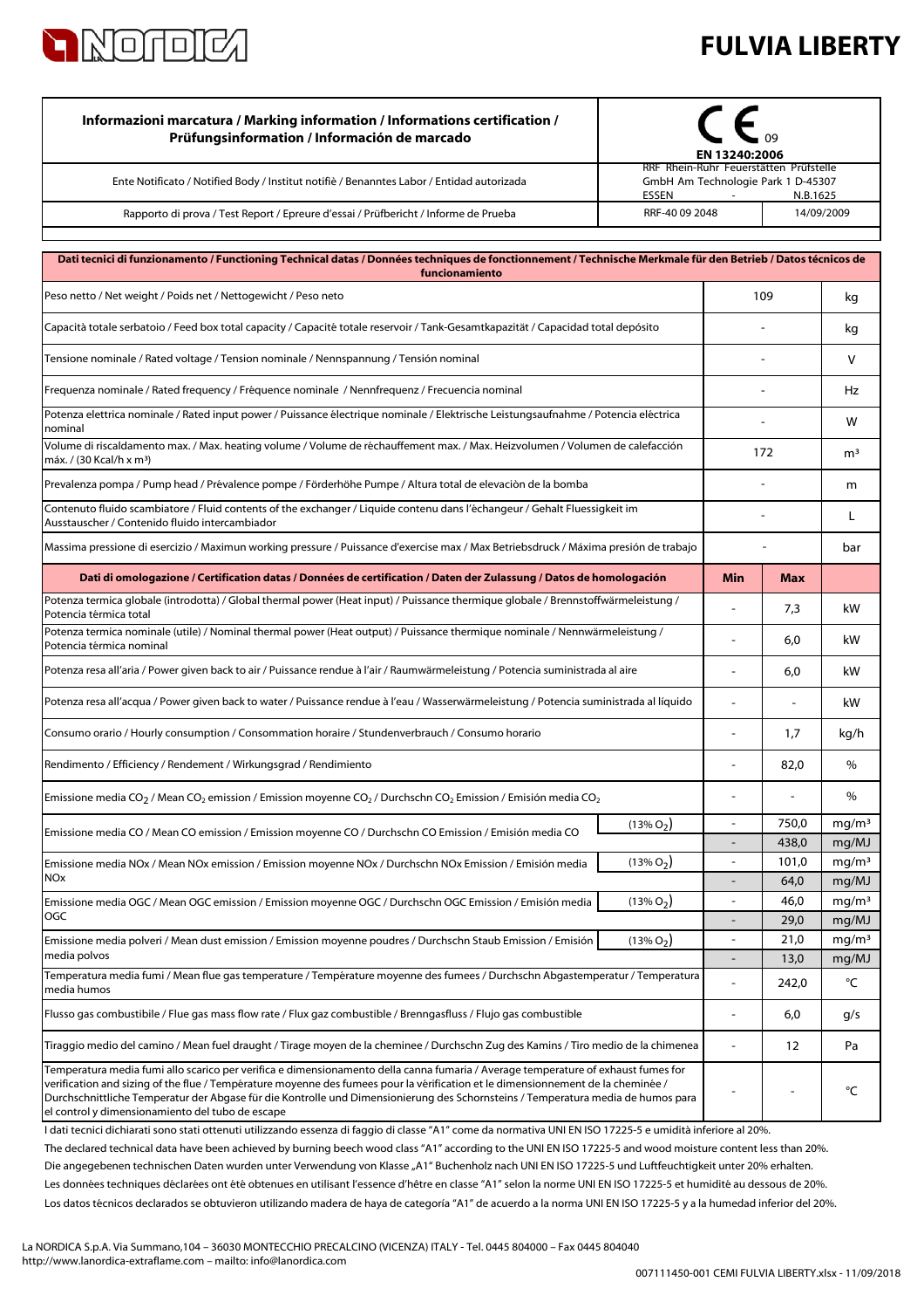# FULVIA LIBERTY

| Informazioni marcatura / Marking information / Informations certification / Prüfungsinformation / Información de marcado | CE 09 EN 13240:2006 | |
|---|---|---|
| Ente Notificato / Notified Body / Institut notifiè / Benanntes Labor / Entidad autorizada | RRF Rhein-Ruhr Feuerstätten Prüfstelle GmbH Am Technologie Park 1 D-45307 ESSEN - | N.B.1625 |
| Rapporto di prova / Test Report / Epreure d'essai / Prüfbericht / Informe de Prueba | RRF-40 09 2048 | 14/09/2009 |

| Dati tecnici di funzionamento / Functioning Technical datas / Données techniques de fonctionnement / Technische Merkmale für den Betrieb / Datos técnicos de funcionamiento | | | | |
|---|---|---|---|---|
| Peso netto / Net weight / Poids net / Nettogewicht / Peso neto | | 109 | | kg |
| Capacità totale serbatoio / Feed box total capacity / Capacité totale reservoir / Tank-Gesamtkapazität / Capacidad total depósito | | - | | kg |
| Tensione nominale / Rated voltage / Tension nominale / Nennspannung / Tensión nominal | | - | | V |
| Frequenza nominale / Rated frequency / Fréquence nominale / Nennfrequenz / Frecuencia nominal | | - | | Hz |
| Potenza elettrica nominale / Rated input power / Puissance électrique nominale / Elektrische Leistungsaufnahme / Potencia eléctrica nominal | | - | | W |
| Volume di riscaldamento max. / Max. heating volume / Volume de réchauffement max. / Max. Heizvolumen / Volumen de calefacción máx. / (30 Kcal/h x m³) | | 172 | | m³ |
| Prevalenza pompa / Pump head / Prévalence pompe / Förderhöhe Pumpe / Altura total de elevaciòn de la bomba | | - | | m |
| Contenuto fluido scambiatore / Fluid contents of the exchanger / Liquide contenu dans l'échangeur / Gehalt Fluessigkeit im Ausstauscher / Contenido fluido intercambiador | | - | | L |
| Massima pressione di esercizio / Maximun working pressure / Puissance d'exercise max / Max Betriebsdruck / Máxima presión de trabajo | | - | | bar |
| **Dati di omologazione / Certification datas / Données de certification / Daten der Zulassung / Datos de homologación** | | **Min** | **Max** | |
| Potenza termica globale (introdotta) / Global thermal power (Heat input) / Puissance thermique globale / Brennstoffwärmeleistung / Potencia térmica total | | - | 7,3 | kW |
| Potenza termica nominale (utile) / Nominal thermal power (Heat output) / Puissance thermique nominale / Nennwärmeleistung / Potencia térmica nominal | | - | 6,0 | kW |
| Potenza resa all'aria / Power given back to air / Puissance rendue à l'air / Raumwärmeleistung / Potencia suministrada al aire | | - | 6,0 | kW |
| Potenza resa all'acqua / Power given back to water / Puissance rendue à l'eau / Wasserwärmeleistung / Potencia suministrada al líquido | | - | - | kW |
| Consumo orario / Hourly consumption / Consommation horaire / Stundenverbrauch / Consumo horario | | - | 1,7 | kg/h |
| Rendimento / Efficiency / Rendement / Wirkungsgrad / Rendimiento | | - | 82,0 | % |
| Emissione media $CO_2$ / Mean $CO_2$ emission / Emission moyenne $CO_2$ / Durchschn $CO_2$ Emission / Emisión media $CO_2$ | | - | - | % |
| Emissione media CO / Mean CO emission / Emission moyenne CO / Durchschn CO Emission / Emisión media CO | (13% $O_2$) | - | 750,0 | mg/m³ |
| | | - | 438,0 | mg/MJ |
| Emissione media NOx / Mean NOx emission / Emission moyenne NOx / Durchschn NOx Emission / Emisión media NOx | (13% $O_2$) | - | 101,0 | mg/m³ |
| | | - | 64,0 | mg/MJ |
| Emissione media OGC / Mean OGC emission / Emission moyenne OGC / Durchschn OGC Emission / Emisión media OGC | (13% $O_2$) | - | 46,0 | mg/m³ |
| | | - | 29,0 | mg/MJ |
| Emissione media polveri / Mean dust emission / Emission moyenne poudres / Durchschn Staub Emission / Emisión media polvos | (13% $O_2$) | - | 21,0 | mg/m³ |
| | | - | 13,0 | mg/MJ |
| Temperatura media fumi / Mean flue gas temperature / Température moyenne des fumees / Durchschn Abgastemperatur / Temperatura media humos | | - | 242,0 | °C |
| Flusso gas combustibile / Flue gas mass flow rate / Flux gaz combustible / Brenngasfluss / Flujo gas combustible | | - | 6,0 | g/s |
| Tiraggio medio del camino / Mean fuel draught / Tirage moyen de la cheminee / Durchschn Zug des Kamins / Tiro medio de la chimenea | | - | 12 | Pa |
| Temperatura media fumi allo scarico per verifica e dimensionamento della canna fumaria / Average temperature of exhaust fumes for verification and sizing of the flue / Température moyenne des fumees pour la vèrification et le dimensionnement de la cheminée / Durchschnittliche Temperatur der Abgase für die Kontrolle und Dimensionierung des Schornsteins / Temperatura media de humos para el control y dimensionamiento del tubo de escape | | - | - | °C |

I dati tecnici dichiarati sono stati ottenuti utilizzando essenza di faggio di classe "A1" come da normativa UNI EN ISO 17225-5 e umidità inferiore al 20%.

The declared technical data have been achieved by burning beech wood class "A1" according to the UNI EN ISO 17225-5 and wood moisture content less than 20%.

Die angegebenen technischen Daten wurden unter Verwendung von Klasse „A1" Buchenholz nach UNI EN ISO 17225-5 und Luftfeuchtigkeit unter 20% erhalten.

Les données techniques déclarées ont été obtenues en utilisant l'essence d'hêtre en classe "A1" selon la norme UNI EN ISO 17225-5 et humidité au dessous de 20%.

Los datos técnicos declarados se obtuvieron utilizando madera de haya de categoría "A1" de acuerdo a la norma UNI EN ISO 17225-5 y a la humedad inferior del 20%.

La NORDICA S.p.A. Via Summano,104 – 36030 MONTECCHIO PRECALCINO (VICENZA) ITALY - Tel. 0445 804000 – Fax 0445 804040
http://www.lanordica-extraflame.com – mailto: info@lanordica.com

007111450-001 CEMI FULVIA LIBERTY.xlsx - 11/09/2018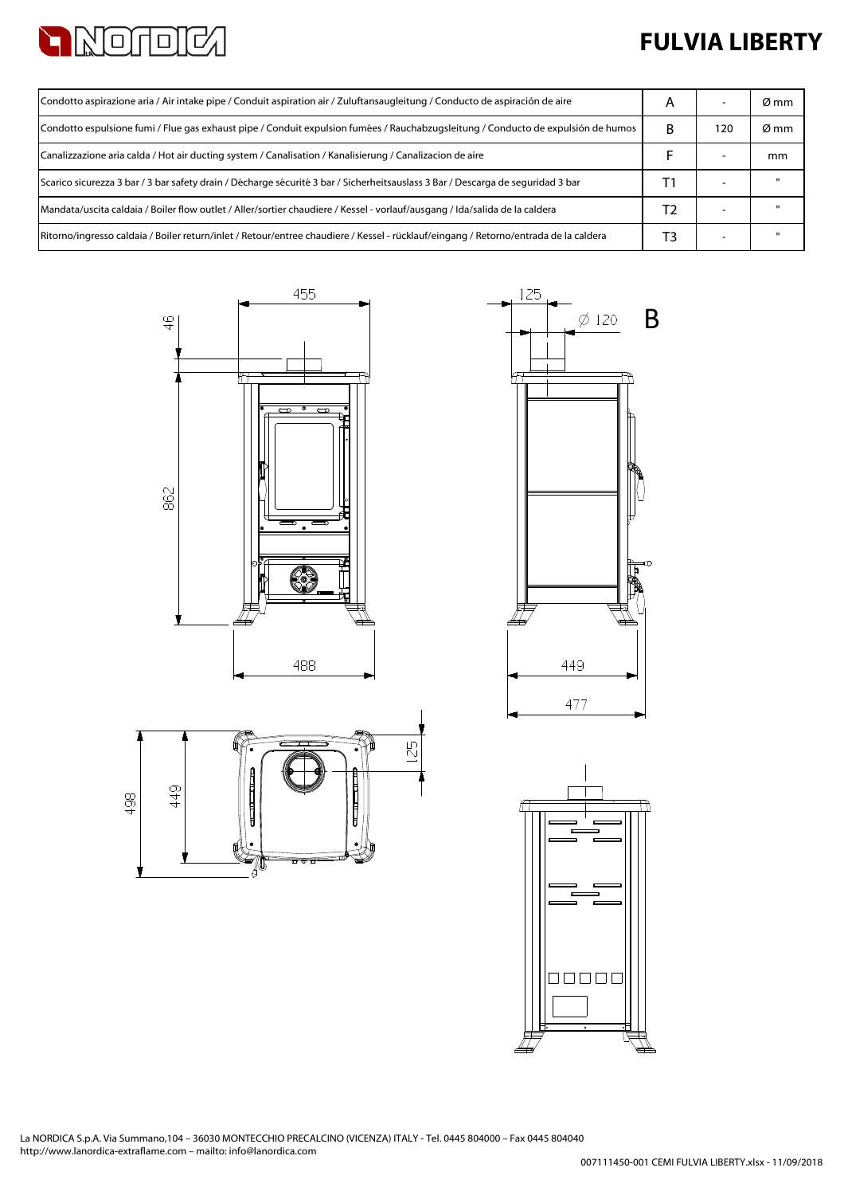# FULVIA LIBERTY

| | | | |
|---|---|---|---|
| Condotto aspirazione aria / Air intake pipe / Conduit aspiration air / Zuluftansaugleitung / Conducto de aspiración de aire | A | - | Ø mm |
| Condotto espulsione fumi / Flue gas exhaust pipe / Conduit expulsion fumées / Rauchabzugsleitung / Conducto de expulsión de humos | B | 120 | Ø mm |
| Canalizzazione aria calda / Hot air ducting system / Canalisation / Kanalisierung / Canalizacion de aire | F | - | mm |
| Scarico sicurezza 3 bar / 3 bar safety drain / Décharge sécurité 3 bar / Sicherheitsauslass 3 Bar / Descarga de seguridad 3 bar | T1 | - | " |
| Mandata/uscita caldaia / Boiler flow outlet / Aller/sortier chaudiere / Kessel - vorlauf/ausgang / Ida/salida de la caldera | T2 | - | " |
| Ritorno/ingresso caldaia / Boiler return/inlet / Retour/entree chaudiere / Kessel - rücklauf/eingang / Retorno/entrada de la caldera | T3 | - | " |

455

46

862

488

125

Ø 120

B

449

477

498

449

125

La NORDICA S.p.A. Via Summano,104 – 36030 MONTECCHIO PRECALCINO (VICENZA) ITALY - Tel. 0445 804000 – Fax 0445 804040
http://www.lanordica-extraflame.com – mailto: info@lanordica.com

007111450-001 CEMI FULVIA LIBERTY.xlsx - 11/09/2018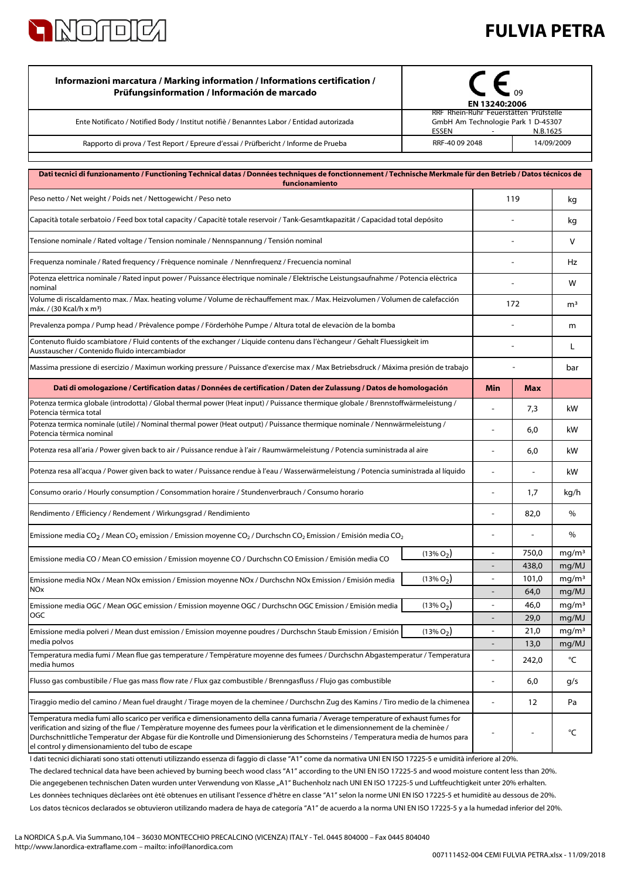# FULVIA PETRA

| Informazioni marcatura / Marking information / Informations certification / Prüfungsinformation / Información de marcado | CE 09 EN 13240:2006 | |
|---|---|---|
| Ente Notificato / Notified Body / Institut notifiè / Benanntes Labor / Entidad autorizada | RRF Rhein-Ruhr Feuerstätten Prüfstelle GmbH Am Technologie Park 1 D-45307 ESSEN - | N.B.1625 |
| Rapporto di prova / Test Report / Epreure d'essai / Prüfbericht / Informe de Prueba | RRF-40 09 2048 | 14/09/2009 |

| Dati tecnici di funzionamento / Functioning Technical datas / Données techniques de fonctionnement / Technische Merkmale für den Betrieb / Datos técnicos de funcionamento | | | | |
|---|---|---|---|---|
| Peso netto / Net weight / Poids net / Nettogewicht / Peso neto | | 119 | | kg |
| Capacità totale serbatoio / Feed box total capacity / Capacité totale reservoir / Tank-Gesamtkapazität / Capacidad total depósito | | - | | kg |
| Tensione nominale / Rated voltage / Tension nominale / Nennspannung / Tensión nominal | | - | | V |
| Frequenza nominale / Rated frequency / Fréquence nominale / Nennfrequenz / Frecuencia nominal | | - | | Hz |
| Potenza elettrica nominale / Rated input power / Puissance électrique nominale / Elektrische Leistungsaufnahme / Potencia eléctrica nominal | | - | | W |
| Volume di riscaldamento max. / Max. heating volume / Volume de réchauffement max. / Max. Heizvolumen / Volumen de calefacción máx. / (30 Kcal/h x m³) | | 172 | | m³ |
| Prevalenza pompa / Pump head / Prévalence pompe / Förderhöhe Pumpe / Altura total de elevaciòn de la bomba | | - | | m |
| Contenuto fluido scambiatore / Fluid contents of the exchanger / Liquide contenu dans l'échangeur / Gehalt Fluessigkeit im Ausstauscher / Contenido fluido intercambiador | | - | | L |
| Massima pressione di esercizio / Maximun working pressure / Puissance d'exercise max / Max Betriebsdruck / Máxima presión de trabajo | | - | | bar |
| **Dati di omologazione / Certification datas / Données de certification / Daten der Zulassung / Datos de homologación** | | **Min** | **Max** | |
| Potenza termica globale (introdotta) / Global thermal power (Heat input) / Puissance thermique globale / Brennstoffwärmeleistung / Potencia tèrmica total | | - | 7,3 | kW |
| Potenza termica nominale (utile) / Nominal thermal power (Heat output) / Puissance thermique nominale / Nennwärmeleistung / Potencia tèrmica nominal | | - | 6,0 | kW |
| Potenza resa all'aria / Power given back to air / Puissance rendue à l'air / Raumwärmeleistung / Potencia suministrada al aire | | - | 6,0 | kW |
| Potenza resa all'acqua / Power given back to water / Puissance rendue à l'eau / Wasserwärmeleistung / Potencia suministrada al líquido | | - | - | kW |
| Consumo orario / Hourly consumption / Consommation horaire / Stundenverbrauch / Consumo horario | | - | 1,7 | kg/h |
| Rendimento / Efficiency / Rendement / Wirkungsgrad / Rendimiento | | - | 82,0 | % |
| Emissione media $CO_2$ / Mean $CO_2$ emission / Emission moyenne $CO_2$ / Durchschn $CO_2$ Emission / Emisión media $CO_2$ | | - | - | % |
| Emissione media CO / Mean CO emission / Emission moyenne CO / Durchschn CO Emission / Emisión media CO | (13% $O_2$) | - | 750,0 | mg/m³ |
| | | - | 438,0 | mg/MJ |
| Emissione media NOx / Mean NOx emission / Emission moyenne NOx / Durchschn NOx Emission / Emisión media NOx | (13% $O_2$) | - | 101,0 | mg/m³ |
| | | - | 64,0 | mg/MJ |
| Emissione media OGC / Mean OGC emission / Emission moyenne OGC / Durchschn OGC Emission / Emisión media OGC | (13% $O_2$) | - | 46,0 | mg/m³ |
| | | - | 29,0 | mg/MJ |
| Emissione media polveri / Mean dust emission / Emission moyenne poudres / Durchschn Staub Emission / Emisión media polvos | (13% $O_2$) | - | 21,0 | mg/m³ |
| | | - | 13,0 | mg/MJ |
| Temperatura media fumi / Mean flue gas temperature / Température moyenne des fumees / Durchschn Abgastemperatur / Temperatura media humos | | - | 242,0 | °C |
| Flusso gas combustibile / Flue gas mass flow rate / Flux gaz combustible / Brenngasfluss / Flujo gas combustible | | - | 6,0 | g/s |
| Tiraggio medio del camino / Mean fuel draught / Tirage moyen de la cheminee / Durchschn Zug des Kamins / Tiro medio de la chimenea | | - | 12 | Pa |
| Temperatura media fumi allo scarico per verifica e dimensionamento della canna fumaria / Average temperature of exhaust fumes for verification and sizing of the flue / Température moyenne des fumees pour la vèrification et le dimensionnement de la cheminée / Durchschnittliche Temperatur der Abgase für die Kontrolle und Dimensionierung des Schornsteins / Temperatura media de humos para el control y dimensionamiento del tubo de escape | | - | - | °C |

I dati tecnici dichiarati sono stati ottenuti utilizzando essenza di faggio di classe "A1" come da normativa UNI EN ISO 17225-5 e umidità inferiore al 20%.

The declared technical data have been achieved by burning beech wood class "A1" according to the UNI EN ISO 17225-5 and wood moisture content less than 20%.

Die angegebenen technischen Daten wurden unter Verwendung von Klasse „A1" Buchenholz nach UNI EN ISO 17225-5 und Luftfeuchtigkeit unter 20% erhalten.

Les données techniques déclarées ont été obtenues en utilisant l'essence d'hêtre en classe "A1" selon la norme UNI EN ISO 17225-5 et humidité au dessous de 20%.

Los datos técnicos declarados se obtuvieron utilizando madera de haya de categoría "A1" de acuerdo a la norma UNI EN ISO 17225-5 y a la humedad inferior del 20%.

La NORDICA S.p.A. Via Summano,104 – 36030 MONTECCHIO PRECALCINO (VICENZA) ITALY - Tel. 0445 804000 – Fax 0445 804040
http://www.lanordica-extraflame.com – mailto: info@lanordica.com

007111452-004 CEMI FULVIA PETRA.xlsx - 11/09/2018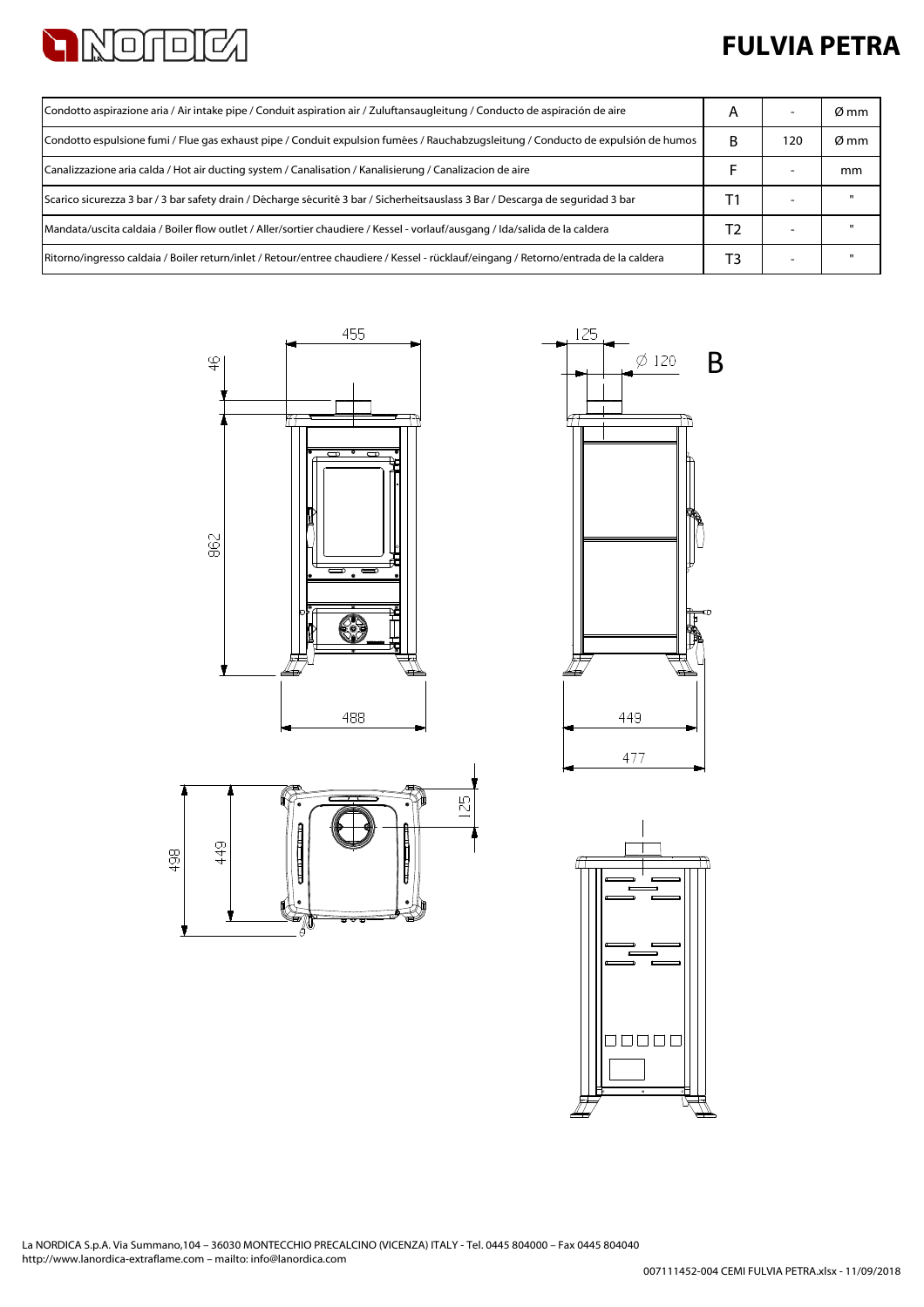# FULVIA PETRA

| | | | |
|---|---|---|---|
| Condotto aspirazione aria / Air intake pipe / Conduit aspiration air / Zuluftansaugleitung / Conducto de aspiración de aire | A | - | Ø mm |
| Condotto espulsione fumi / Flue gas exhaust pipe / Conduit expulsion fumées / Rauchabzugsleitung / Conducto de expulsión de humos | B | 120 | Ø mm |
| Canalizzazione aria calda / Hot air ducting system / Canalisation / Kanalisierung / Canalizacion de aire | F | - | mm |
| Scarico sicurezza 3 bar / 3 bar safety drain / Décharge sécurité 3 bar / Sicherheitsauslass 3 Bar / Descarga de seguridad 3 bar | T1 | - | " |
| Mandata/uscita caldaia / Boiler flow outlet / Aller/sortier chaudiere / Kessel - vorlauf/ausgang / Ida/salida de la caldera | T2 | - | " |
| Ritorno/ingresso caldaia / Boiler return/inlet / Retour/entree chaudiere / Kessel - rücklauf/eingang / Retorno/entrada de la caldera | T3 | - | " |

455
46
862
488
125
Ø 120
B
449
477
125
498
449

La NORDICA S.p.A. Via Summano,104 – 36030 MONTECCHIO PRECALCINO (VICENZA) ITALY - Tel. 0445 804000 – Fax 0445 804040
http://www.lanordica-extraflame.com – mailto: info@lanordica.com

007111452-004 CEMI FULVIA PETRA.xlsx - 11/09/2018